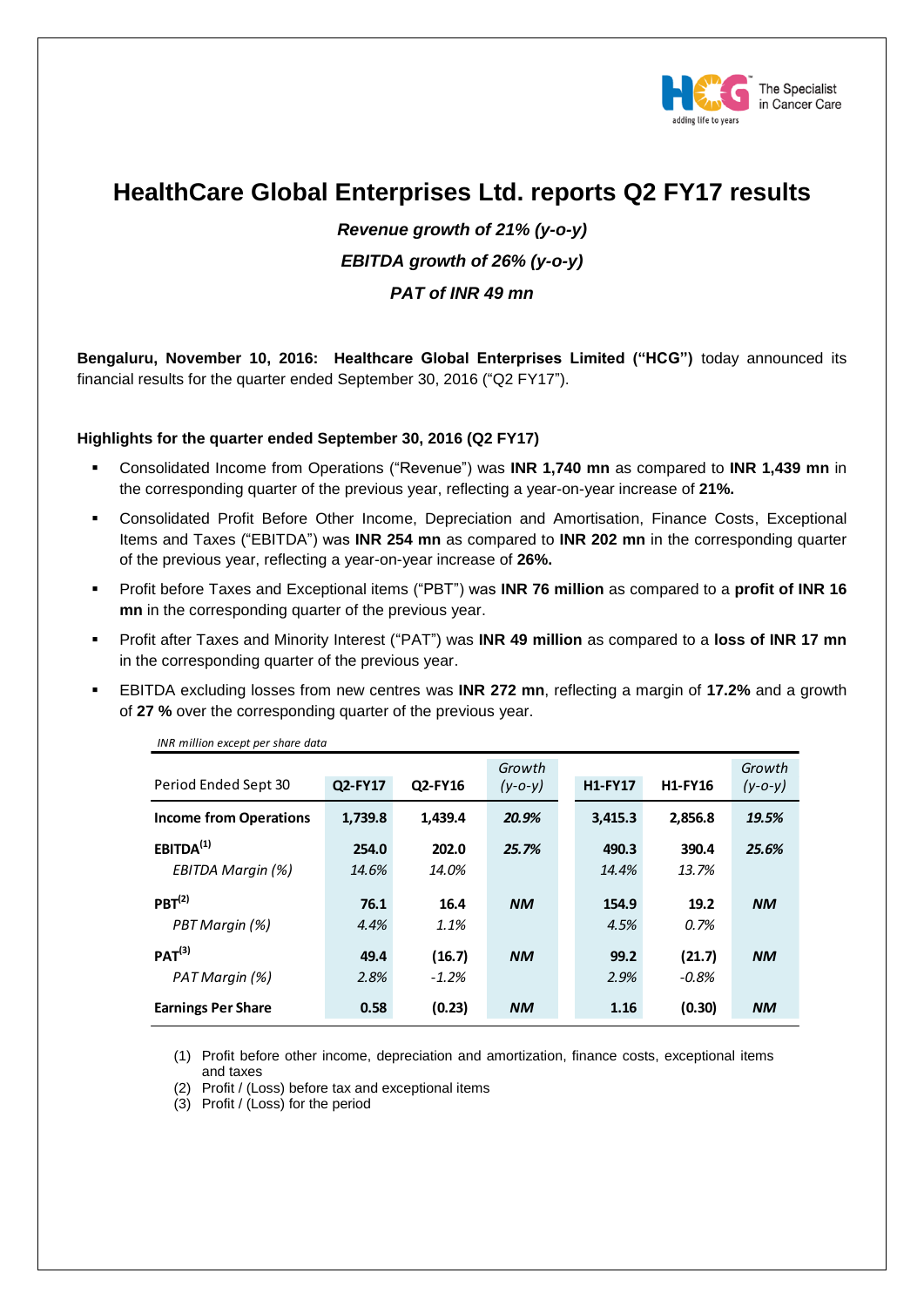# HealthCare Global Enterprises Ltd. reports Q2 FY17 results

***Revenue growth of 21% (y-o-y)***

***EBITDA growth of 26% (y-o-y)***

***PAT of INR 49 mn***

**Bengaluru, November 10, 2016: Healthcare Global Enterprises Limited ("HCG")** today announced its financial results for the quarter ended September 30, 2016 ("Q2 FY17").

**Highlights for the quarter ended September 30, 2016 (Q2 FY17)**

- Consolidated Income from Operations ("Revenue") was **INR 1,740 mn** as compared to **INR 1,439 mn** in the corresponding quarter of the previous year, reflecting a year-on-year increase of **21%.**
- Consolidated Profit Before Other Income, Depreciation and Amortisation, Finance Costs, Exceptional Items and Taxes ("EBITDA") was **INR 254 mn** as compared to **INR 202 mn** in the corresponding quarter of the previous year, reflecting a year-on-year increase of **26%.**
- Profit before Taxes and Exceptional items ("PBT") was **INR 76 million** as compared to a **profit of INR 16 mn** in the corresponding quarter of the previous year.
- Profit after Taxes and Minority Interest ("PAT") was **INR 49 million** as compared to a **loss of INR 17 mn** in the corresponding quarter of the previous year.
- EBITDA excluding losses from new centres was **INR 272 mn**, reflecting a margin of **17.2%** and a growth of **27 %** over the corresponding quarter of the previous year.

*INR million except per share data*

| Period Ended Sept 30 | Q2-FY17 | Q2-FY16 | *Growth (y-o-y)* | H1-FY17 | H1-FY16 | *Growth (y-o-y)* |
|---|---|---|---|---|---|---|
| **Income from Operations** | **1,739.8** | **1,439.4** | ***20.9%*** | **3,415.3** | **2,856.8** | ***19.5%*** |
| **EBITDA[1]** | **254.0** | **202.0** | ***25.7%*** | **490.3** | **390.4** | ***25.6%*** |
| *EBITDA Margin (%)* | *14.6%* | *14.0%* | | *14.4%* | *13.7%* | |
| **PBT[2]** | **76.1** | **16.4** | ***NM*** | **154.9** | **19.2** | ***NM*** |
| *PBT Margin (%)* | *4.4%* | *1.1%* | | *4.5%* | *0.7%* | |
| **PAT[3]** | **49.4** | **(16.7)** | ***NM*** | **99.2** | **(21.7)** | ***NM*** |
| *PAT Margin (%)* | *2.8%* | *-1.2%* | | *2.9%* | *-0.8%* | |
| **Earnings Per Share** | **0.58** | **(0.23)** | ***NM*** | **1.16** | **(0.30)** | ***NM*** |

(1) Profit before other income, depreciation and amortization, finance costs, exceptional items and taxes

(2) Profit / (Loss) before tax and exceptional items

(3) Profit / (Loss) for the period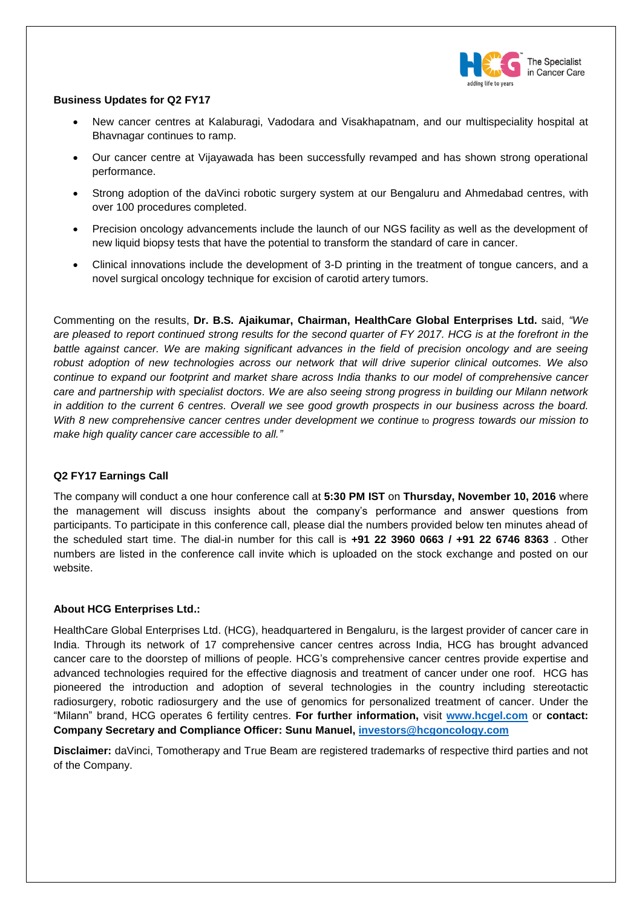**Business Updates for Q2 FY17**

- New cancer centres at Kalaburagi, Vadodara and Visakhapatnam, and our multispeciality hospital at Bhavnagar continues to ramp.
- Our cancer centre at Vijayawada has been successfully revamped and has shown strong operational performance.
- Strong adoption of the daVinci robotic surgery system at our Bengaluru and Ahmedabad centres, with over 100 procedures completed.
- Precision oncology advancements include the launch of our NGS facility as well as the development of new liquid biopsy tests that have the potential to transform the standard of care in cancer.
- Clinical innovations include the development of 3-D printing in the treatment of tongue cancers, and a novel surgical oncology technique for excision of carotid artery tumors.

Commenting on the results, **Dr. B.S. Ajaikumar, Chairman, HealthCare Global Enterprises Ltd.** said, *"We are pleased to report continued strong results for the second quarter of FY 2017. HCG is at the forefront in the battle against cancer. We are making significant advances in the field of precision oncology and are seeing robust adoption of new technologies across our network that will drive superior clinical outcomes. We also continue to expand our footprint and market share across India thanks to our model of comprehensive cancer care and partnership with specialist doctors. We are also seeing strong progress in building our Milann network in addition to the current 6 centres. Overall we see good growth prospects in our business across the board. With 8 new comprehensive cancer centres under development we continue* to *progress towards our mission to make high quality cancer care accessible to all."*

**Q2 FY17 Earnings Call**

The company will conduct a one hour conference call at **5:30 PM IST** on **Thursday, November 10, 2016** where the management will discuss insights about the company's performance and answer questions from participants. To participate in this conference call, please dial the numbers provided below ten minutes ahead of the scheduled start time. The dial-in number for this call is **+91 22 3960 0663 / +91 22 6746 8363** . Other numbers are listed in the conference call invite which is uploaded on the stock exchange and posted on our website.

**About HCG Enterprises Ltd.:**

HealthCare Global Enterprises Ltd. (HCG), headquartered in Bengaluru, is the largest provider of cancer care in India. Through its network of 17 comprehensive cancer centres across India, HCG has brought advanced cancer care to the doorstep of millions of people. HCG's comprehensive cancer centres provide expertise and advanced technologies required for the effective diagnosis and treatment of cancer under one roof. HCG has pioneered the introduction and adoption of several technologies in the country including stereotactic radiosurgery, robotic radiosurgery and the use of genomics for personalized treatment of cancer. Under the "Milann" brand, HCG operates 6 fertility centres. **For further information,** visit **www.hcgel.com** or **contact: Company Secretary and Compliance Officer: Sunu Manuel, investors@hcgoncology.com**

**Disclaimer:** daVinci, Tomotherapy and True Beam are registered trademarks of respective third parties and not of the Company.